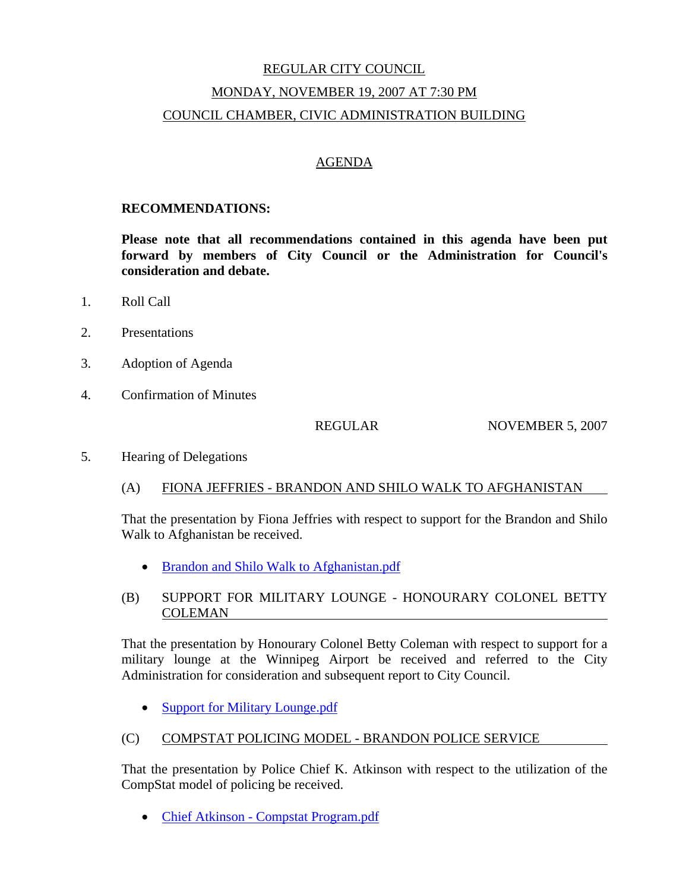# REGULAR CITY COUNCIL

## MONDAY, NOVEMBER 19, 2007 AT 7:30 PM

## COUNCIL CHAMBER, CIVIC ADMINISTRATION BUILDING

## AGENDA

**RECOMMENDATIONS:**

**Please note that all recommendations contained in this agenda have been put forward by members of City Council or the Administration for Council's consideration and debate.**

1. Roll Call

2. Presentations

3. Adoption of Agenda

4. Confirmation of Minutes

   REGULAR NOVEMBER 5, 2007

5. Hearing of Delegations

   (A) FIONA JEFFRIES - BRANDON AND SHILO WALK TO AFGHANISTAN

   That the presentation by Fiona Jeffries with respect to support for the Brandon and Shilo Walk to Afghanistan be received.

   - Brandon and Shilo Walk to Afghanistan.pdf

   (B) SUPPORT FOR MILITARY LOUNGE - HONOURARY COLONEL BETTY COLEMAN

   That the presentation by Honourary Colonel Betty Coleman with respect to support for a military lounge at the Winnipeg Airport be received and referred to the City Administration for consideration and subsequent report to City Council.

   - Support for Military Lounge.pdf

   (C) COMPSTAT POLICING MODEL - BRANDON POLICE SERVICE

   That the presentation by Police Chief K. Atkinson with respect to the utilization of the CompStat model of policing be received.

   - Chief Atkinson - Compstat Program.pdf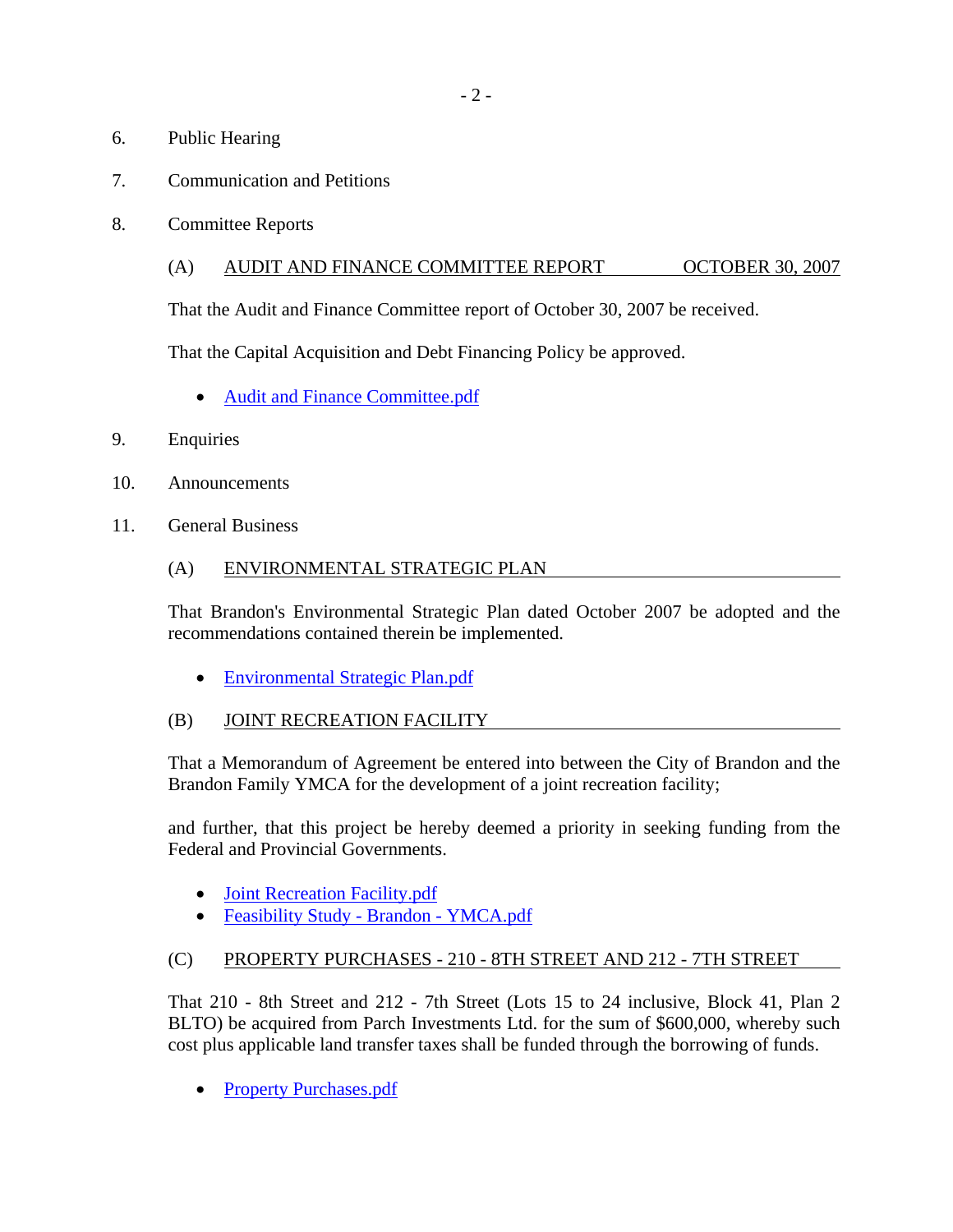6. Public Hearing

7. Communication and Petitions

8. Committee Reports

(A) AUDIT AND FINANCE COMMITTEE REPORT OCTOBER 30, 2007

That the Audit and Finance Committee report of October 30, 2007 be received.

That the Capital Acquisition and Debt Financing Policy be approved.

- Audit and Finance Committee.pdf

9. Enquiries

10. Announcements

11. General Business

(A) ENVIRONMENTAL STRATEGIC PLAN

That Brandon's Environmental Strategic Plan dated October 2007 be adopted and the recommendations contained therein be implemented.

- Environmental Strategic Plan.pdf

(B) JOINT RECREATION FACILITY

That a Memorandum of Agreement be entered into between the City of Brandon and the Brandon Family YMCA for the development of a joint recreation facility;

and further, that this project be hereby deemed a priority in seeking funding from the Federal and Provincial Governments.

- Joint Recreation Facility.pdf
- Feasibility Study - Brandon - YMCA.pdf

(C) PROPERTY PURCHASES - 210 - 8TH STREET AND 212 - 7TH STREET

That 210 - 8th Street and 212 - 7th Street (Lots 15 to 24 inclusive, Block 41, Plan 2 BLTO) be acquired from Parch Investments Ltd. for the sum of $600,000, whereby such cost plus applicable land transfer taxes shall be funded through the borrowing of funds.

- Property Purchases.pdf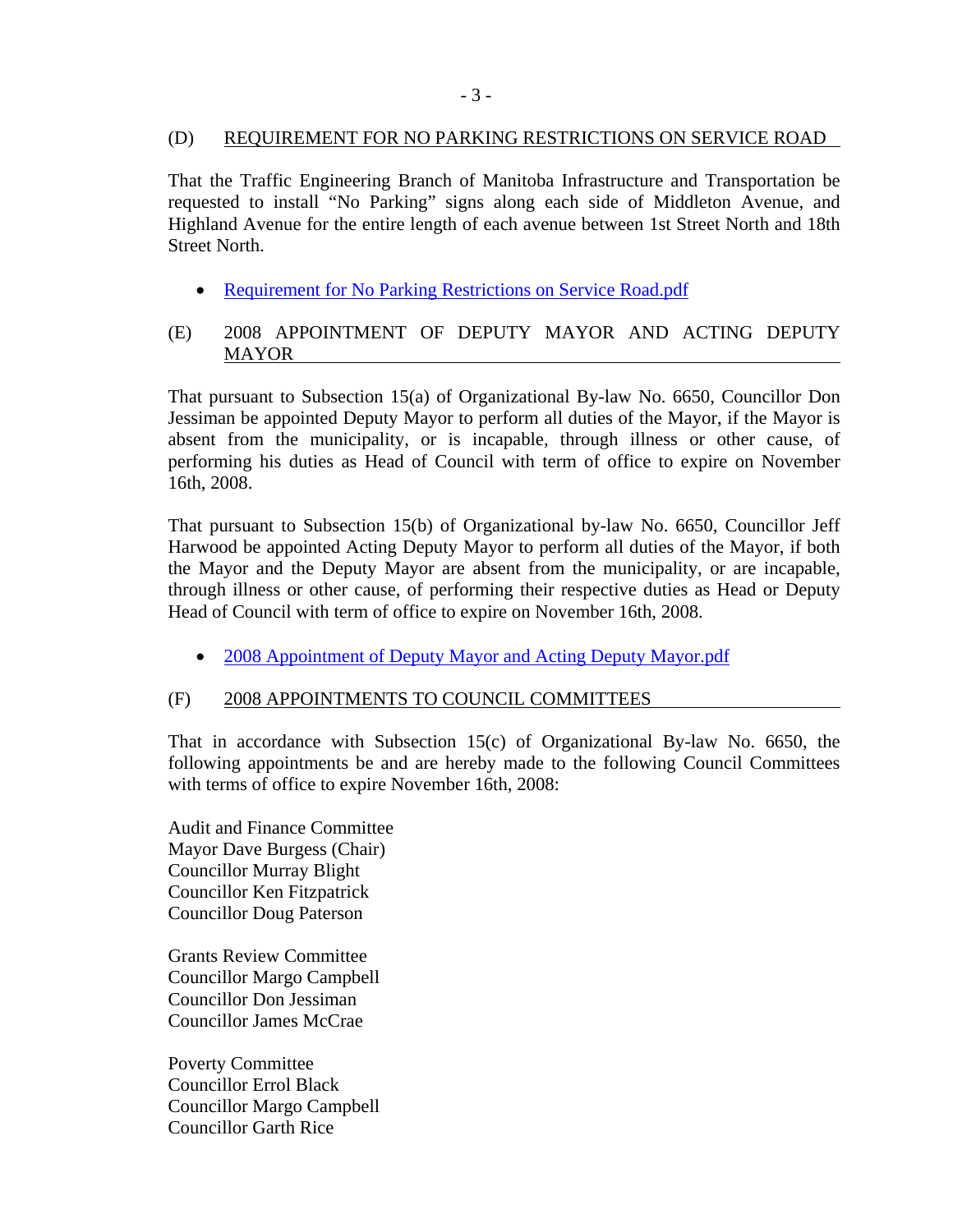## (D) REQUIREMENT FOR NO PARKING RESTRICTIONS ON SERVICE ROAD

That the Traffic Engineering Branch of Manitoba Infrastructure and Transportation be requested to install "No Parking" signs along each side of Middleton Avenue, and Highland Avenue for the entire length of each avenue between 1st Street North and 18th Street North.

- Requirement for No Parking Restrictions on Service Road.pdf

## (E) 2008 APPOINTMENT OF DEPUTY MAYOR AND ACTING DEPUTY MAYOR

That pursuant to Subsection 15(a) of Organizational By-law No. 6650, Councillor Don Jessiman be appointed Deputy Mayor to perform all duties of the Mayor, if the Mayor is absent from the municipality, or is incapable, through illness or other cause, of performing his duties as Head of Council with term of office to expire on November 16th, 2008.

That pursuant to Subsection 15(b) of Organizational by-law No. 6650, Councillor Jeff Harwood be appointed Acting Deputy Mayor to perform all duties of the Mayor, if both the Mayor and the Deputy Mayor are absent from the municipality, or are incapable, through illness or other cause, of performing their respective duties as Head or Deputy Head of Council with term of office to expire on November 16th, 2008.

- 2008 Appointment of Deputy Mayor and Acting Deputy Mayor.pdf

## (F) 2008 APPOINTMENTS TO COUNCIL COMMITTEES

That in accordance with Subsection 15(c) of Organizational By-law No. 6650, the following appointments be and are hereby made to the following Council Committees with terms of office to expire November 16th, 2008:

Audit and Finance Committee
Mayor Dave Burgess (Chair)
Councillor Murray Blight
Councillor Ken Fitzpatrick
Councillor Doug Paterson

Grants Review Committee
Councillor Margo Campbell
Councillor Don Jessiman
Councillor James McCrae

Poverty Committee
Councillor Errol Black
Councillor Margo Campbell
Councillor Garth Rice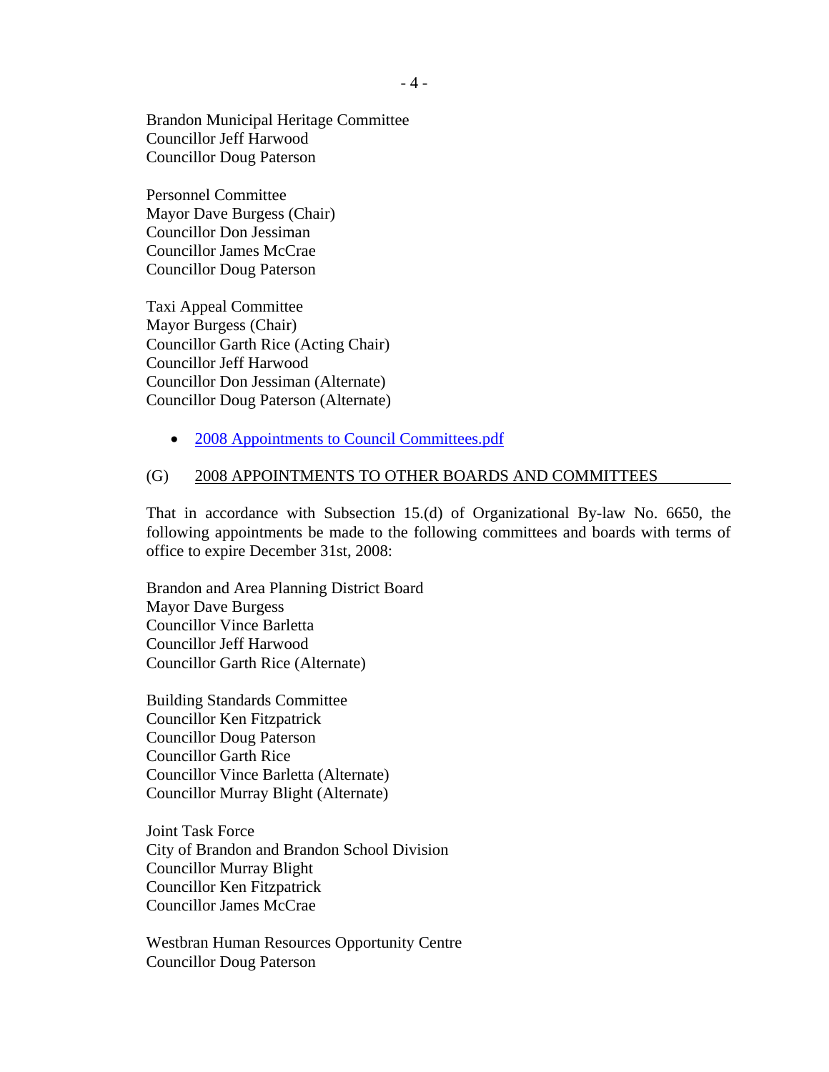Brandon Municipal Heritage Committee
Councillor Jeff Harwood
Councillor Doug Paterson

Personnel Committee
Mayor Dave Burgess (Chair)
Councillor Don Jessiman
Councillor James McCrae
Councillor Doug Paterson

Taxi Appeal Committee
Mayor Burgess (Chair)
Councillor Garth Rice (Acting Chair)
Councillor Jeff Harwood
Councillor Don Jessiman (Alternate)
Councillor Doug Paterson (Alternate)

- 2008 Appointments to Council Committees.pdf

(G) 2008 APPOINTMENTS TO OTHER BOARDS AND COMMITTEES

That in accordance with Subsection 15.(d) of Organizational By-law No. 6650, the following appointments be made to the following committees and boards with terms of office to expire December 31st, 2008:

Brandon and Area Planning District Board
Mayor Dave Burgess
Councillor Vince Barletta
Councillor Jeff Harwood
Councillor Garth Rice (Alternate)

Building Standards Committee
Councillor Ken Fitzpatrick
Councillor Doug Paterson
Councillor Garth Rice
Councillor Vince Barletta (Alternate)
Councillor Murray Blight (Alternate)

Joint Task Force
City of Brandon and Brandon School Division
Councillor Murray Blight
Councillor Ken Fitzpatrick
Councillor James McCrae

Westbran Human Resources Opportunity Centre
Councillor Doug Paterson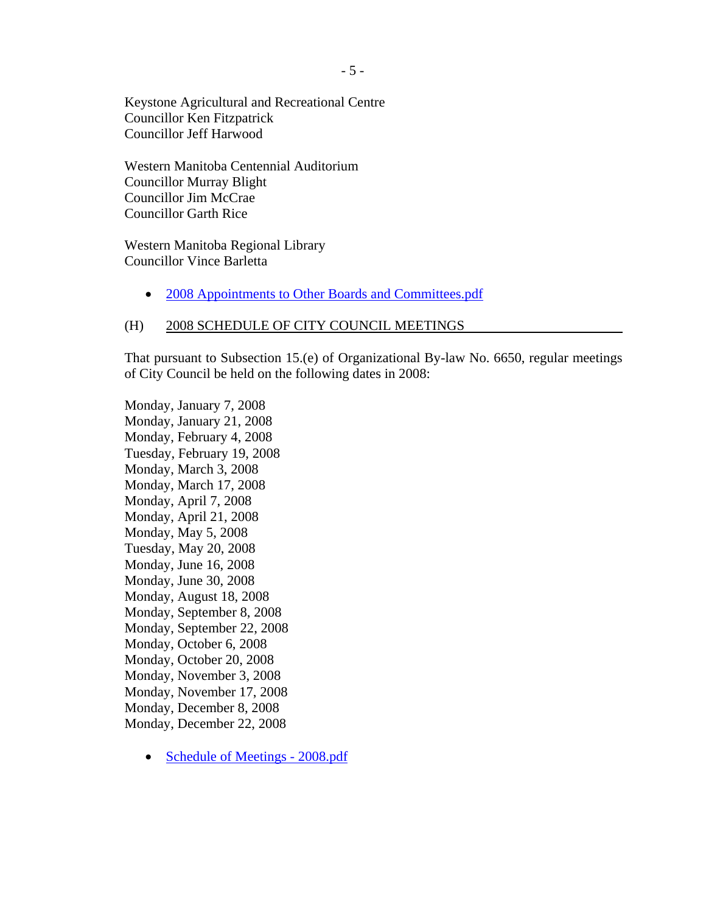Keystone Agricultural and Recreational Centre
Councillor Ken Fitzpatrick
Councillor Jeff Harwood

Western Manitoba Centennial Auditorium
Councillor Murray Blight
Councillor Jim McCrae
Councillor Garth Rice

Western Manitoba Regional Library
Councillor Vince Barletta

- 2008 Appointments to Other Boards and Committees.pdf

(H) 2008 SCHEDULE OF CITY COUNCIL MEETINGS

That pursuant to Subsection 15.(e) of Organizational By-law No. 6650, regular meetings of City Council be held on the following dates in 2008:

Monday, January 7, 2008
Monday, January 21, 2008
Monday, February 4, 2008
Tuesday, February 19, 2008
Monday, March 3, 2008
Monday, March 17, 2008
Monday, April 7, 2008
Monday, April 21, 2008
Monday, May 5, 2008
Tuesday, May 20, 2008
Monday, June 16, 2008
Monday, June 30, 2008
Monday, August 18, 2008
Monday, September 8, 2008
Monday, September 22, 2008
Monday, October 6, 2008
Monday, October 20, 2008
Monday, November 3, 2008
Monday, November 17, 2008
Monday, December 8, 2008
Monday, December 22, 2008

- Schedule of Meetings - 2008.pdf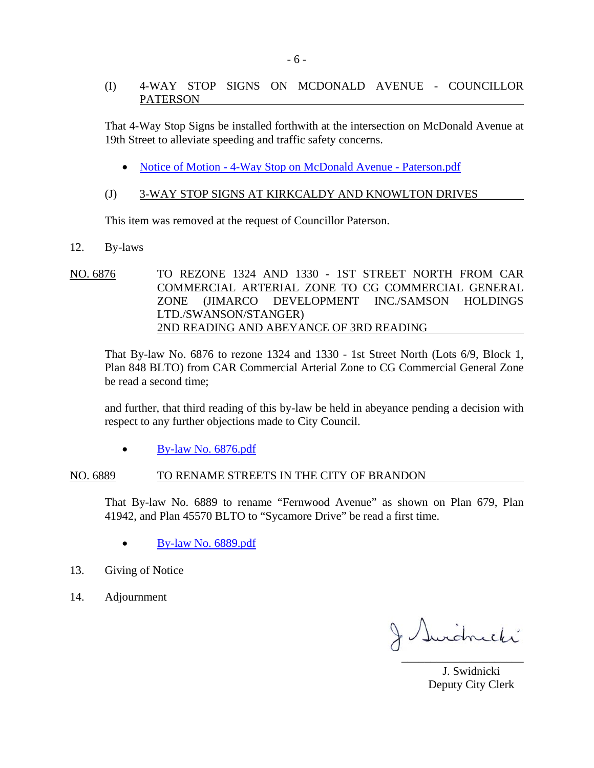(I) 4-WAY STOP SIGNS ON MCDONALD AVENUE - COUNCILLOR PATERSON

That 4-Way Stop Signs be installed forthwith at the intersection on McDonald Avenue at 19th Street to alleviate speeding and traffic safety concerns.

- Notice of Motion - 4-Way Stop on McDonald Avenue - Paterson.pdf

(J) 3-WAY STOP SIGNS AT KIRKCALDY AND KNOWLTON DRIVES

This item was removed at the request of Councillor Paterson.

12. By-laws

NO. 6876 TO REZONE 1324 AND 1330 - 1ST STREET NORTH FROM CAR COMMERCIAL ARTERIAL ZONE TO CG COMMERCIAL GENERAL ZONE (JIMARCO DEVELOPMENT INC./SAMSON HOLDINGS LTD./SWANSON/STANGER)
2ND READING AND ABEYANCE OF 3RD READING

That By-law No. 6876 to rezone 1324 and 1330 - 1st Street North (Lots 6/9, Block 1, Plan 848 BLTO) from CAR Commercial Arterial Zone to CG Commercial General Zone be read a second time;

and further, that third reading of this by-law be held in abeyance pending a decision with respect to any further objections made to City Council.

- By-law No. 6876.pdf

NO. 6889 TO RENAME STREETS IN THE CITY OF BRANDON

That By-law No. 6889 to rename "Fernwood Avenue" as shown on Plan 679, Plan 41942, and Plan 45570 BLTO to "Sycamore Drive" be read a first time.

- By-law No. 6889.pdf

13. Giving of Notice

14. Adjournment

J. Swidnicki
Deputy City Clerk